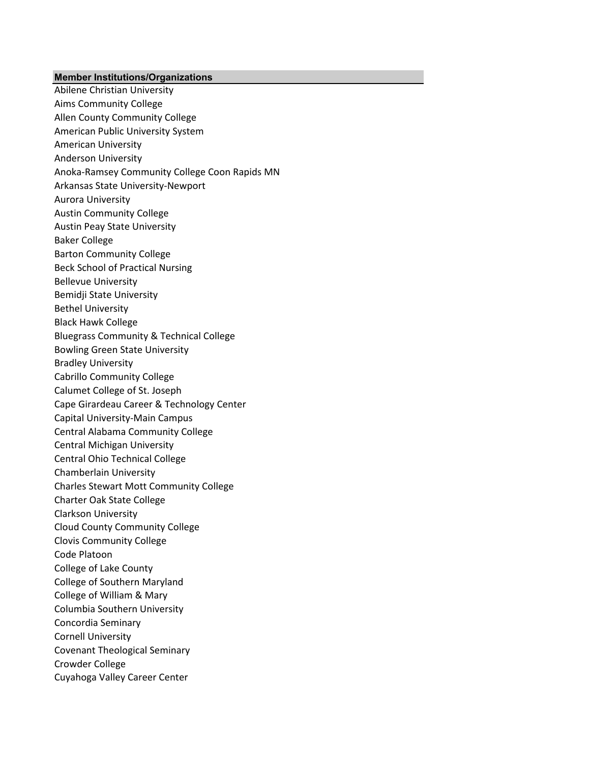| Member Institutions/Organizations |
| --- |
| Abilene Christian University |
| Aims Community College |
| Allen County Community College |
| American Public University System |
| American University |
| Anderson University |
| Anoka-Ramsey Community College Coon Rapids MN |
| Arkansas State University-Newport |
| Aurora University |
| Austin Community College |
| Austin Peay State University |
| Baker College |
| Barton Community College |
| Beck School of Practical Nursing |
| Bellevue University |
| Bemidji State University |
| Bethel University |
| Black Hawk College |
| Bluegrass Community & Technical College |
| Bowling Green State University |
| Bradley University |
| Cabrillo Community College |
| Calumet College of St. Joseph |
| Cape Girardeau Career & Technology Center |
| Capital University-Main Campus |
| Central Alabama Community College |
| Central Michigan University |
| Central Ohio Technical College |
| Chamberlain University |
| Charles Stewart Mott Community College |
| Charter Oak State College |
| Clarkson University |
| Cloud County Community College |
| Clovis Community College |
| Code Platoon |
| College of Lake County |
| College of Southern Maryland |
| College of William & Mary |
| Columbia Southern University |
| Concordia Seminary |
| Cornell University |
| Covenant Theological Seminary |
| Crowder College |
| Cuyahoga Valley Career Center |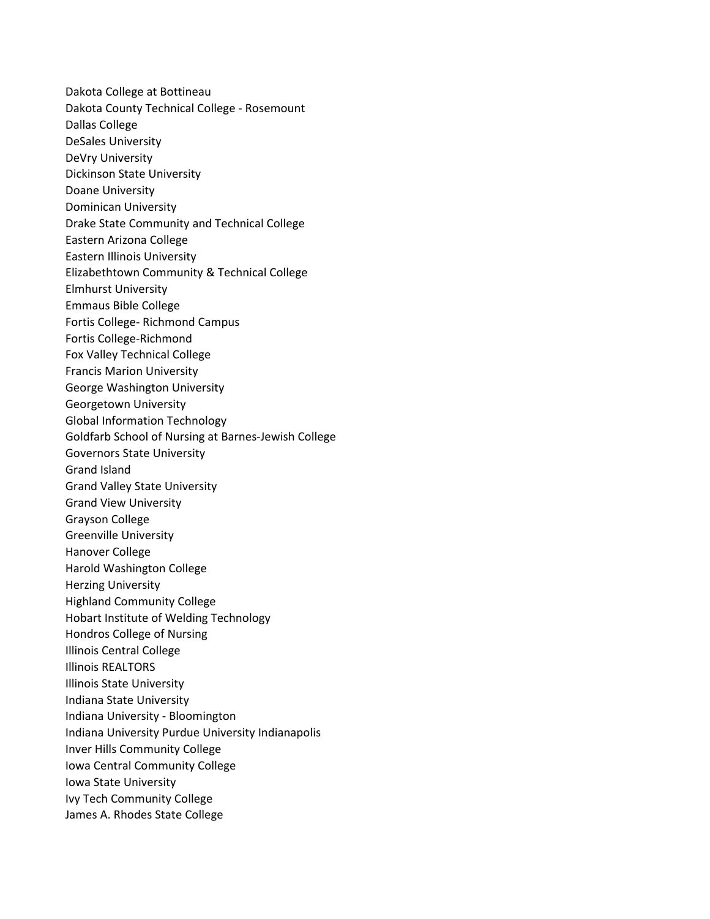Dakota College at Bottineau
Dakota County Technical College - Rosemount
Dallas College
DeSales University
DeVry University
Dickinson State University
Doane University
Dominican University
Drake State Community and Technical College
Eastern Arizona College
Eastern Illinois University
Elizabethtown Community & Technical College
Elmhurst University
Emmaus Bible College
Fortis College- Richmond Campus
Fortis College-Richmond
Fox Valley Technical College
Francis Marion University
George Washington University
Georgetown University
Global Information Technology
Goldfarb School of Nursing at Barnes-Jewish College
Governors State University
Grand Island
Grand Valley State University
Grand View University
Grayson College
Greenville University
Hanover College
Harold Washington College
Herzing University
Highland Community College
Hobart Institute of Welding Technology
Hondros College of Nursing
Illinois Central College
Illinois REALTORS
Illinois State University
Indiana State University
Indiana University - Bloomington
Indiana University Purdue University Indianapolis
Inver Hills Community College
Iowa Central Community College
Iowa State University
Ivy Tech Community College
James A. Rhodes State College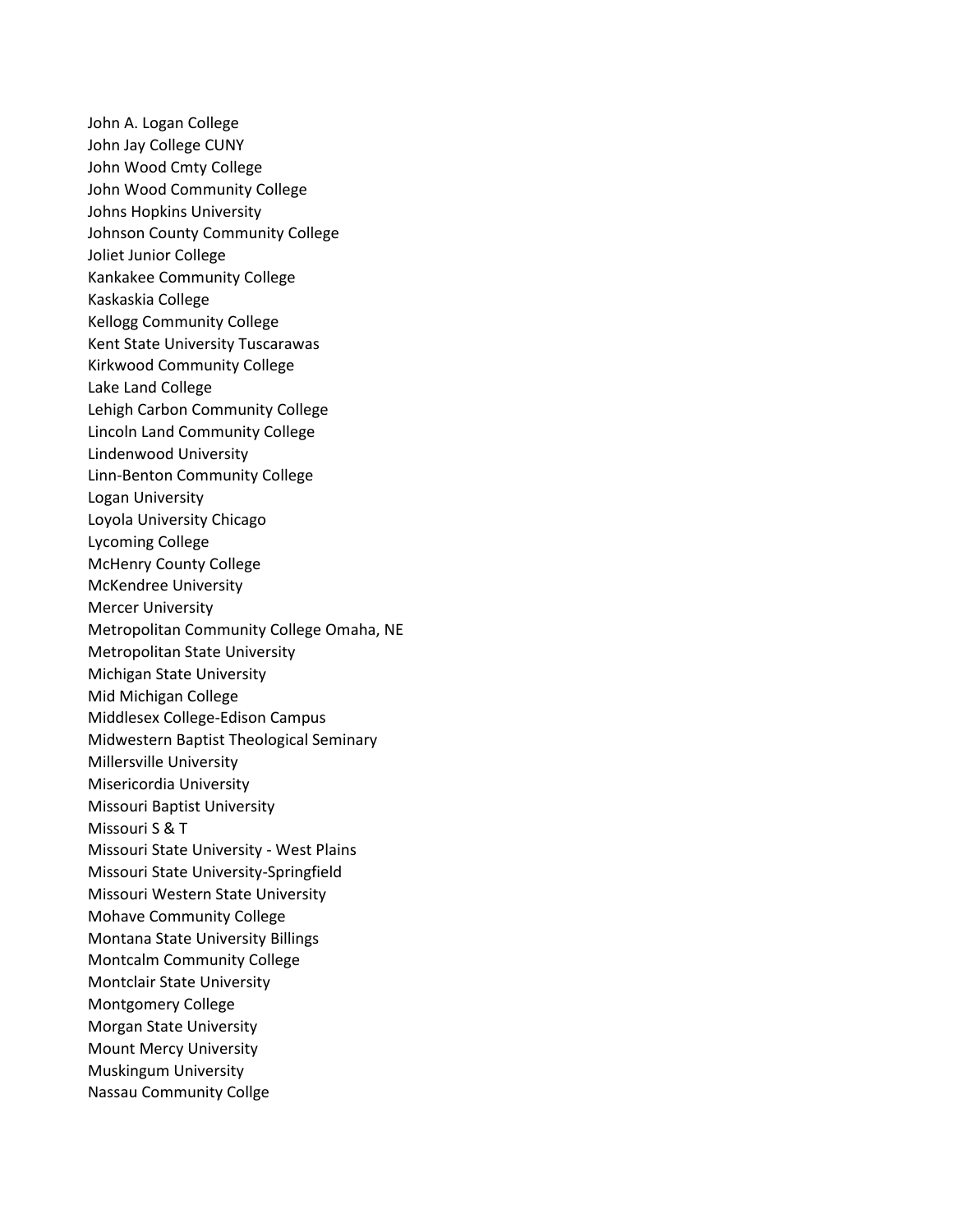John A. Logan College
John Jay College CUNY
John Wood Cmty College
John Wood Community College
Johns Hopkins University
Johnson County Community College
Joliet Junior College
Kankakee Community College
Kaskaskia College
Kellogg Community College
Kent State University Tuscarawas
Kirkwood Community College
Lake Land College
Lehigh Carbon Community College
Lincoln Land Community College
Lindenwood University
Linn-Benton Community College
Logan University
Loyola University Chicago
Lycoming College
McHenry County College
McKendree University
Mercer University
Metropolitan Community College Omaha, NE
Metropolitan State University
Michigan State University
Mid Michigan College
Middlesex College-Edison Campus
Midwestern Baptist Theological Seminary
Millersville University
Misericordia University
Missouri Baptist University
Missouri S & T
Missouri State University - West Plains
Missouri State University-Springfield
Missouri Western State University
Mohave Community College
Montana State University Billings
Montcalm Community College
Montclair State University
Montgomery College
Morgan State University
Mount Mercy University
Muskingum University
Nassau Community Collge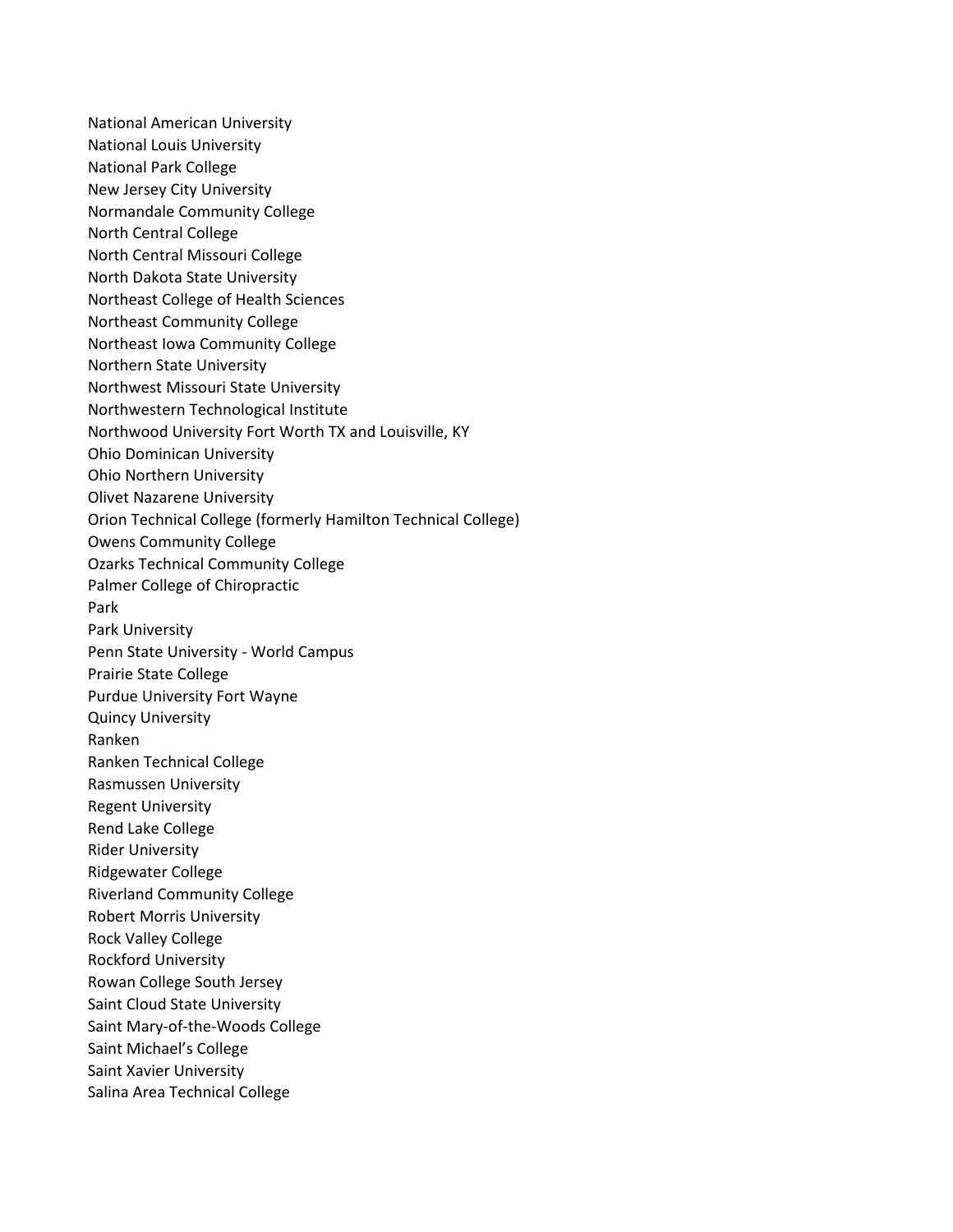National American University
National Louis University
National Park College
New Jersey City University
Normandale Community College
North Central College
North Central Missouri College
North Dakota State University
Northeast College of Health Sciences
Northeast Community College
Northeast Iowa Community College
Northern State University
Northwest Missouri State University
Northwestern Technological Institute
Northwood University Fort Worth TX and Louisville, KY
Ohio Dominican University
Ohio Northern University
Olivet Nazarene University
Orion Technical College (formerly Hamilton Technical College)
Owens Community College
Ozarks Technical Community College
Palmer College of Chiropractic
Park
Park University
Penn State University - World Campus
Prairie State College
Purdue University Fort Wayne
Quincy University
Ranken
Ranken Technical College
Rasmussen University
Regent University
Rend Lake College
Rider University
Ridgewater College
Riverland Community College
Robert Morris University
Rock Valley College
Rockford University
Rowan College South Jersey
Saint Cloud State University
Saint Mary-of-the-Woods College
Saint Michael's College
Saint Xavier University
Salina Area Technical College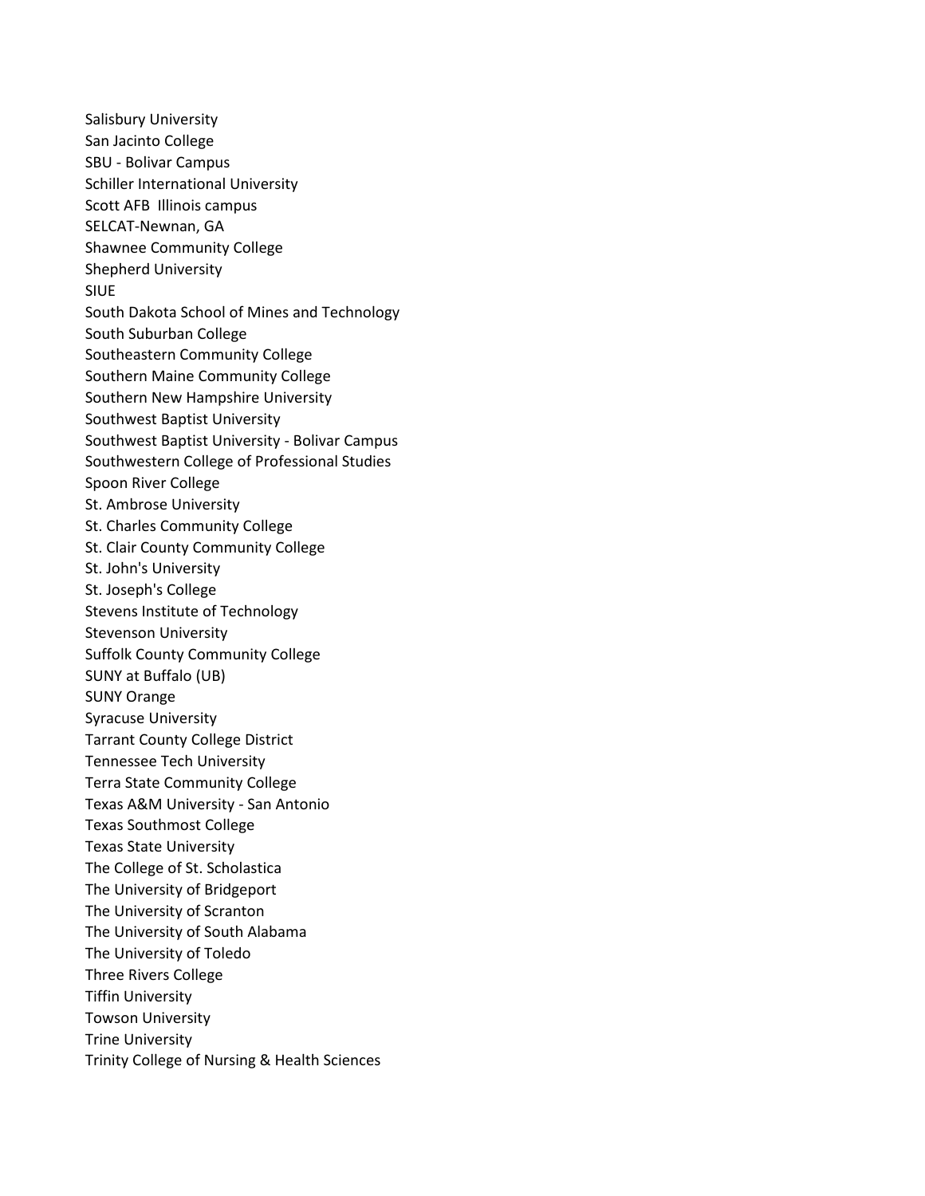Salisbury University
San Jacinto College
SBU - Bolivar Campus
Schiller International University
Scott AFB Illinois campus
SELCAT-Newnan, GA
Shawnee Community College
Shepherd University
SIUE
South Dakota School of Mines and Technology
South Suburban College
Southeastern Community College
Southern Maine Community College
Southern New Hampshire University
Southwest Baptist University
Southwest Baptist University - Bolivar Campus
Southwestern College of Professional Studies
Spoon River College
St. Ambrose University
St. Charles Community College
St. Clair County Community College
St. John's University
St. Joseph's College
Stevens Institute of Technology
Stevenson University
Suffolk County Community College
SUNY at Buffalo (UB)
SUNY Orange
Syracuse University
Tarrant County College District
Tennessee Tech University
Terra State Community College
Texas A&M University - San Antonio
Texas Southmost College
Texas State University
The College of St. Scholastica
The University of Bridgeport
The University of Scranton
The University of South Alabama
The University of Toledo
Three Rivers College
Tiffin University
Towson University
Trine University
Trinity College of Nursing & Health Sciences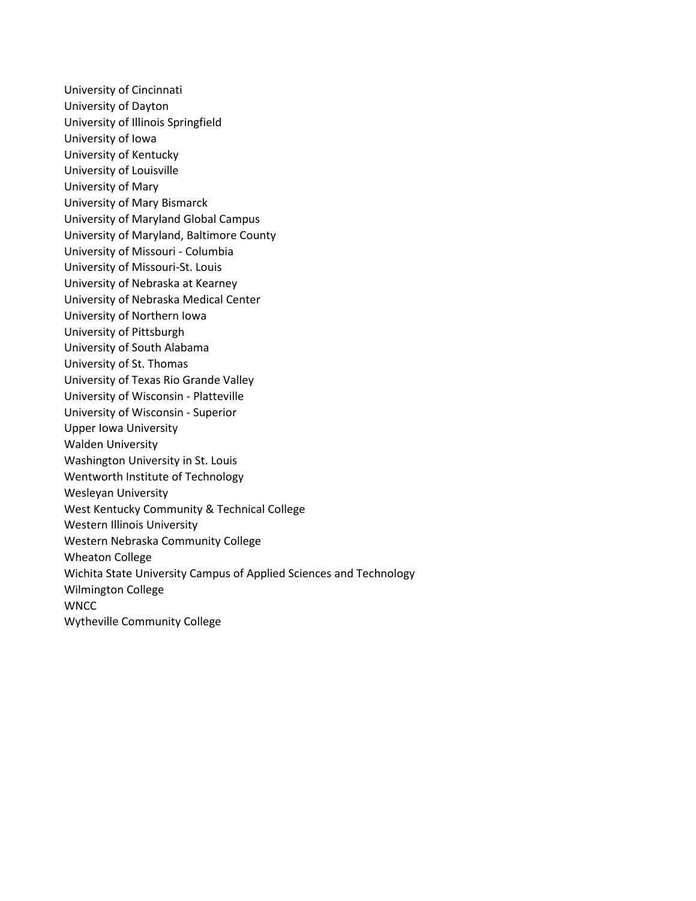University of Cincinnati
University of Dayton
University of Illinois Springfield
University of Iowa
University of Kentucky
University of Louisville
University of Mary
University of Mary Bismarck
University of Maryland Global Campus
University of Maryland, Baltimore County
University of Missouri - Columbia
University of Missouri-St. Louis
University of Nebraska at Kearney
University of Nebraska Medical Center
University of Northern Iowa
University of Pittsburgh
University of South Alabama
University of St. Thomas
University of Texas Rio Grande Valley
University of Wisconsin - Platteville
University of Wisconsin - Superior
Upper Iowa University
Walden University
Washington University in St. Louis
Wentworth Institute of Technology
Wesleyan University
West Kentucky Community & Technical College
Western Illinois University
Western Nebraska Community College
Wheaton College
Wichita State University Campus of Applied Sciences and Technology
Wilmington College
WNCC
Wytheville Community College